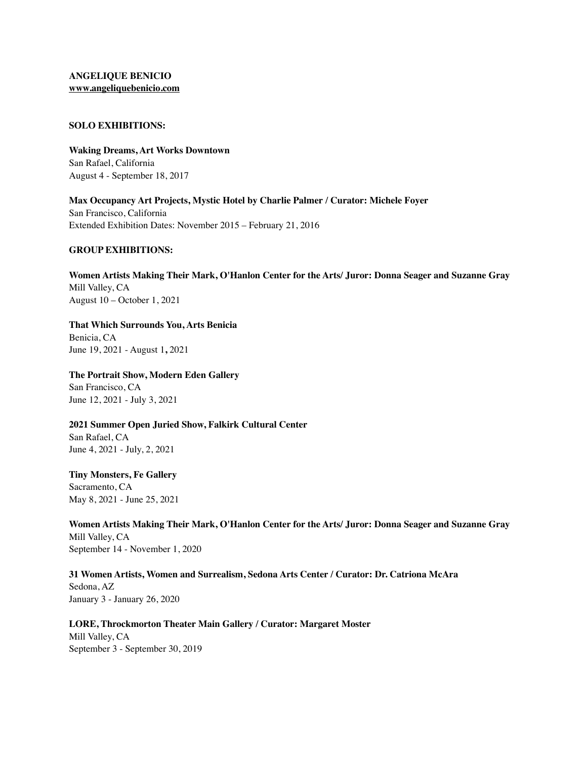**ANGELIQUE BENICIO**
**www.angeliquebenicio.com**

## SOLO EXHIBITIONS:

**Waking Dreams, Art Works Downtown**
San Rafael, California
August 4 - September 18, 2017

**Max Occupancy Art Projects, Mystic Hotel by Charlie Palmer / Curator: Michele Foyer**
San Francisco, California
Extended Exhibition Dates: November 2015 – February 21, 2016

## GROUP EXHIBITIONS:

**Women Artists Making Their Mark, O'Hanlon Center for the Arts/ Juror: Donna Seager and Suzanne Gray**
Mill Valley, CA
August 10 – October 1, 2021

**That Which Surrounds You, Arts Benicia**
Benicia, CA
June 19, 2021 - August 1**,** 2021

**The Portrait Show, Modern Eden Gallery**
San Francisco, CA
June 12, 2021 - July 3, 2021

**2021 Summer Open Juried Show, Falkirk Cultural Center**
San Rafael, CA
June 4, 2021 - July, 2, 2021

**Tiny Monsters, Fe Gallery**
Sacramento, CA
May 8, 2021 - June 25, 2021

**Women Artists Making Their Mark, O'Hanlon Center for the Arts/ Juror: Donna Seager and Suzanne Gray**
Mill Valley, CA
September 14 - November 1, 2020

**31 Women Artists, Women and Surrealism, Sedona Arts Center / Curator: Dr. Catriona McAra**
Sedona, AZ
January 3 - January 26, 2020

**LORE, Throckmorton Theater Main Gallery / Curator: Margaret Moster**
Mill Valley, CA
September 3 - September 30, 2019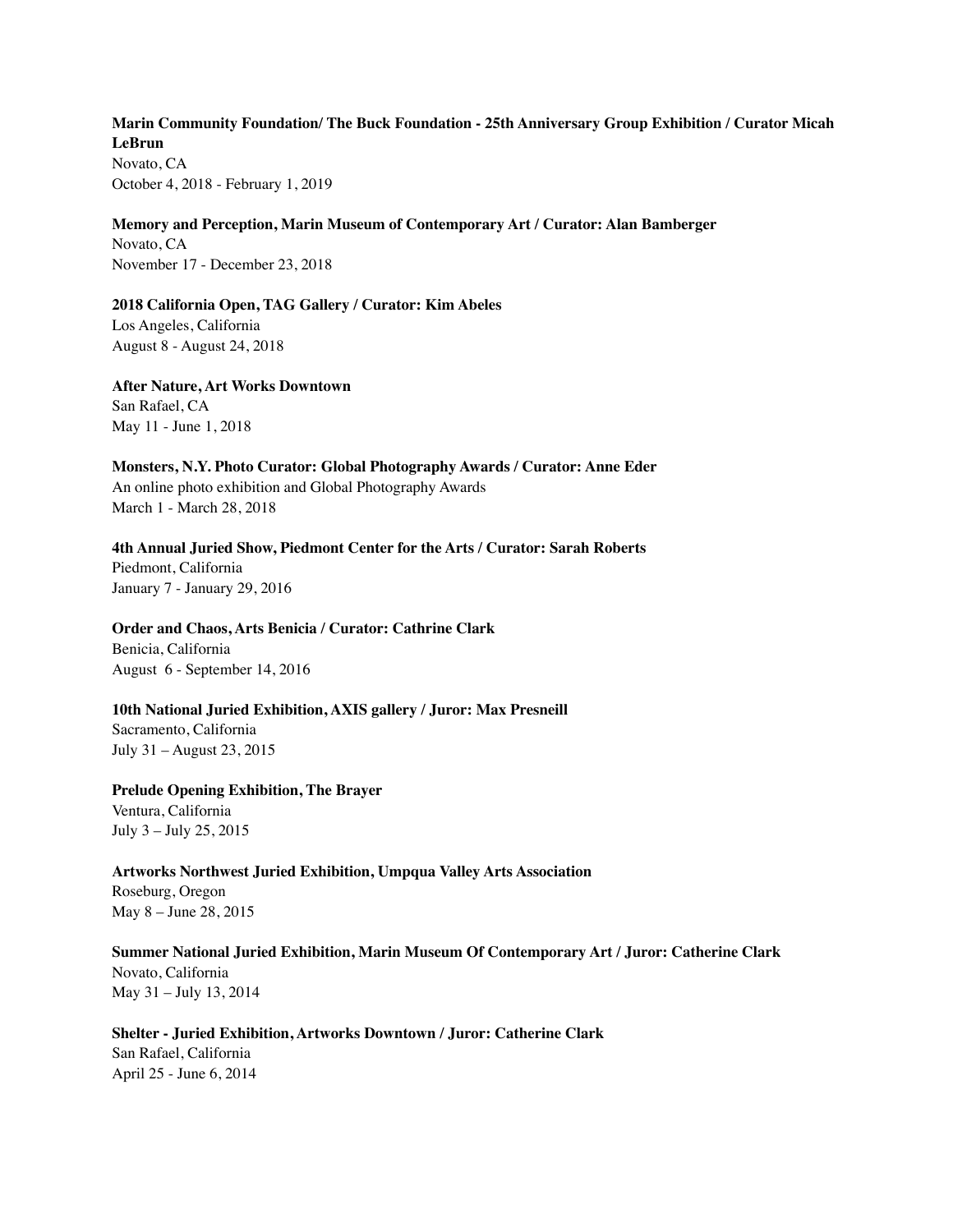**Marin Community Foundation/ The Buck Foundation - 25th Anniversary Group Exhibition / Curator Micah LeBrun**
Novato, CA
October 4, 2018 - February 1, 2019

**Memory and Perception, Marin Museum of Contemporary Art / Curator: Alan Bamberger**
Novato, CA
November 17 - December 23, 2018

**2018 California Open, TAG Gallery / Curator: Kim Abeles**
Los Angeles, California
August 8 - August 24, 2018

**After Nature, Art Works Downtown**
San Rafael, CA
May 11 - June 1, 2018

**Monsters, N.Y. Photo Curator: Global Photography Awards / Curator: Anne Eder**
An online photo exhibition and Global Photography Awards
March 1 - March 28, 2018

**4th Annual Juried Show, Piedmont Center for the Arts / Curator: Sarah Roberts**
Piedmont, California
January 7 - January 29, 2016

**Order and Chaos, Arts Benicia / Curator: Cathrine Clark**
Benicia, California
August 6 - September 14, 2016

**10th National Juried Exhibition, AXIS gallery / Juror: Max Presneill**
Sacramento, California
July 31 – August 23, 2015

**Prelude Opening Exhibition, The Brayer**
Ventura, California
July 3 – July 25, 2015

**Artworks Northwest Juried Exhibition, Umpqua Valley Arts Association**
Roseburg, Oregon
May 8 – June 28, 2015

**Summer National Juried Exhibition, Marin Museum Of Contemporary Art / Juror: Catherine Clark**
Novato, California
May 31 – July 13, 2014

**Shelter - Juried Exhibition, Artworks Downtown / Juror: Catherine Clark**
San Rafael, California
April 25 - June 6, 2014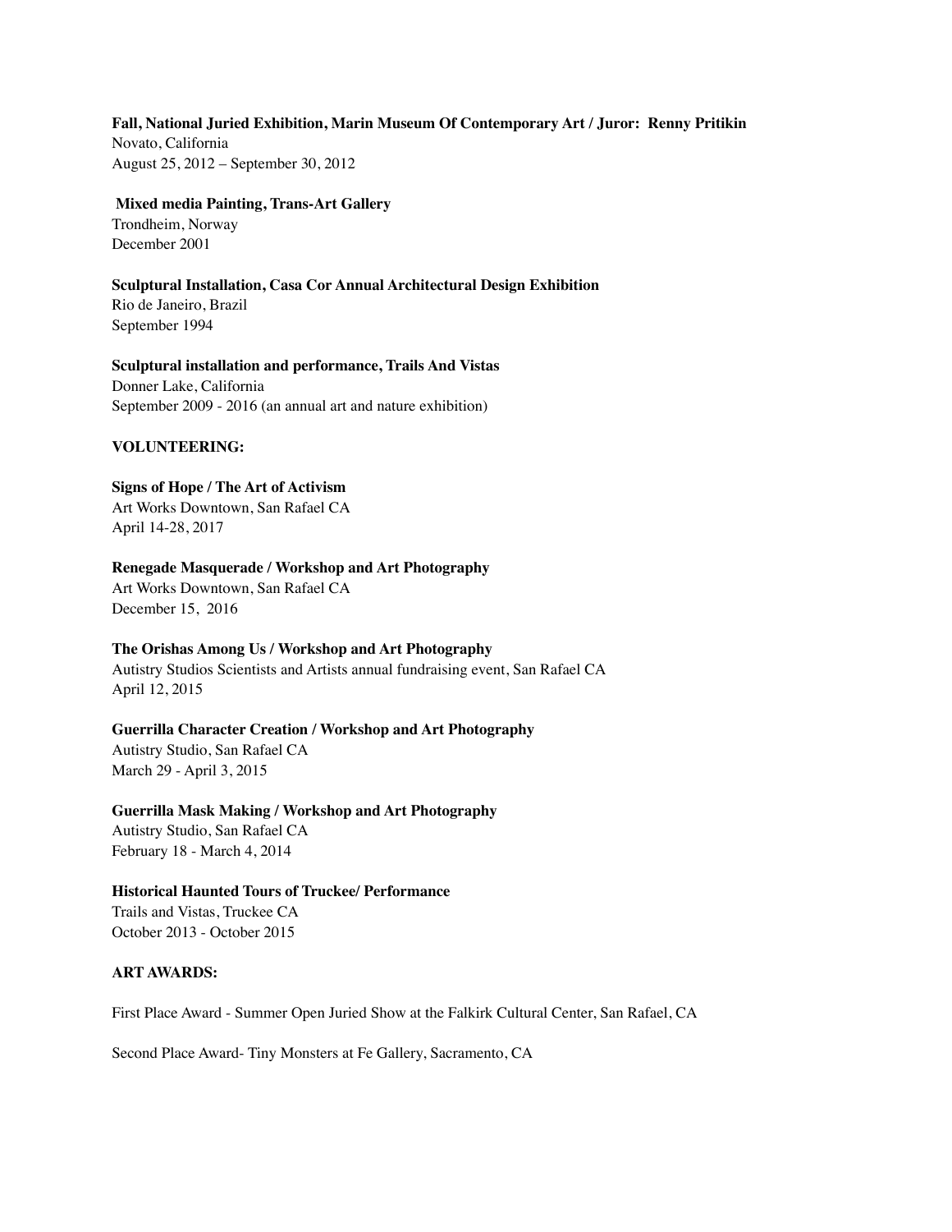**Fall, National Juried Exhibition, Marin Museum Of Contemporary Art / Juror: Renny Pritikin**
Novato, California
August 25, 2012 – September 30, 2012

**Mixed media Painting, Trans-Art Gallery**
Trondheim, Norway
December 2001

**Sculptural Installation, Casa Cor Annual Architectural Design Exhibition**
Rio de Janeiro, Brazil
September 1994

**Sculptural installation and performance, Trails And Vistas**
Donner Lake, California
September 2009 - 2016 (an annual art and nature exhibition)

**VOLUNTEERING:**

**Signs of Hope / The Art of Activism**
Art Works Downtown, San Rafael CA
April 14-28, 2017

**Renegade Masquerade / Workshop and Art Photography**
Art Works Downtown, San Rafael CA
December 15, 2016

**The Orishas Among Us / Workshop and Art Photography**
Autistry Studios Scientists and Artists annual fundraising event, San Rafael CA
April 12, 2015

**Guerrilla Character Creation / Workshop and Art Photography**
Autistry Studio, San Rafael CA
March 29 - April 3, 2015

**Guerrilla Mask Making / Workshop and Art Photography**
Autistry Studio, San Rafael CA
February 18 - March 4, 2014

**Historical Haunted Tours of Truckee/ Performance**
Trails and Vistas, Truckee CA
October 2013 - October 2015

**ART AWARDS:**

First Place Award - Summer Open Juried Show at the Falkirk Cultural Center, San Rafael, CA

Second Place Award- Tiny Monsters at Fe Gallery, Sacramento, CA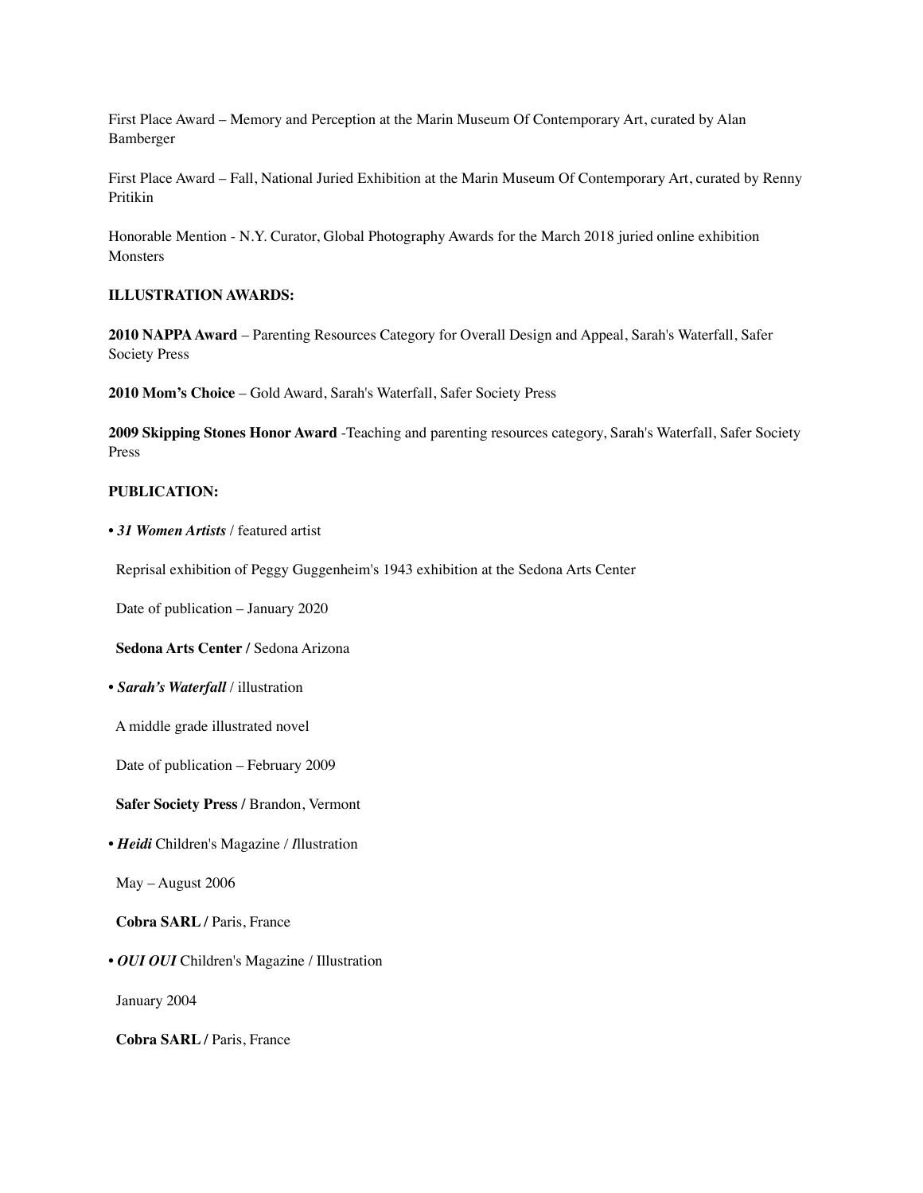First Place Award – Memory and Perception at the Marin Museum Of Contemporary Art, curated by Alan Bamberger

First Place Award – Fall, National Juried Exhibition at the Marin Museum Of Contemporary Art, curated by Renny Pritikin

Honorable Mention - N.Y. Curator, Global Photography Awards for the March 2018 juried online exhibition Monsters

**ILLUSTRATION AWARDS:**

**2010 NAPPA Award** – Parenting Resources Category for Overall Design and Appeal, Sarah's Waterfall, Safer Society Press

**2010 Mom's Choice** – Gold Award, Sarah's Waterfall, Safer Society Press

**2009 Skipping Stones Honor Award** -Teaching and parenting resources category, Sarah's Waterfall, Safer Society Press

**PUBLICATION:**

• ***31 Women Artists*** / featured artist

Reprisal exhibition of Peggy Guggenheim's 1943 exhibition at the Sedona Arts Center

Date of publication – January 2020

**Sedona Arts Center /** Sedona Arizona

• ***Sarah's Waterfall*** / illustration

A middle grade illustrated novel

Date of publication – February 2009

**Safer Society Press /** Brandon, Vermont

• ***Heidi*** Children's Magazine / *I*llustration

May – August 2006

**Cobra SARL /** Paris, France

• ***OUI OUI*** Children's Magazine / Illustration

January 2004

**Cobra SARL /** Paris, France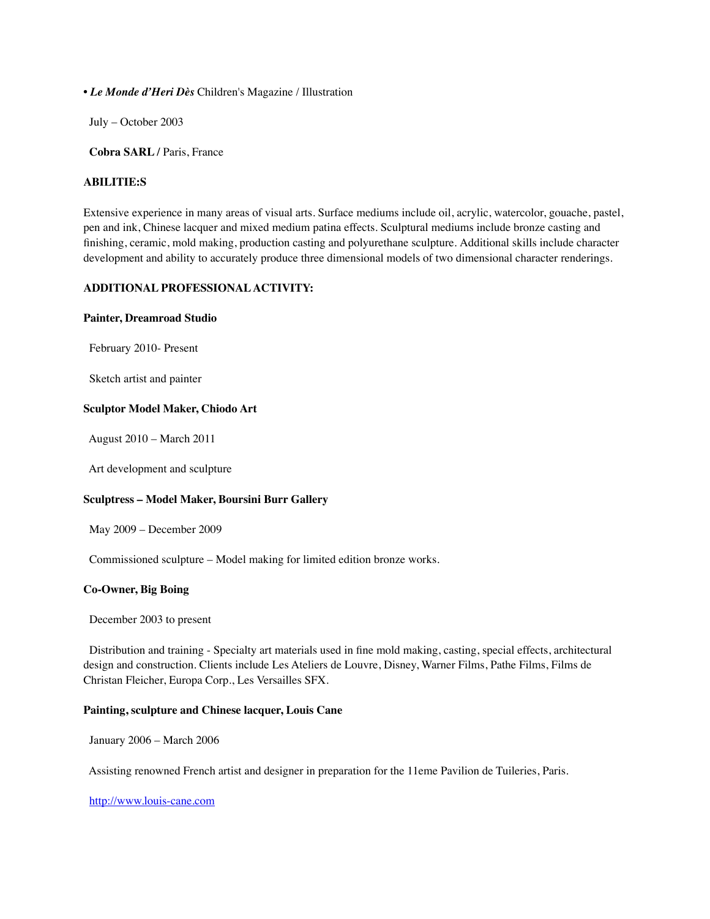• ***Le Monde d'Heri Dès*** Children's Magazine / Illustration

July – October 2003

**Cobra SARL /** Paris, France

**ABILITIE:S**

Extensive experience in many areas of visual arts. Surface mediums include oil, acrylic, watercolor, gouache, pastel, pen and ink, Chinese lacquer and mixed medium patina effects. Sculptural mediums include bronze casting and finishing, ceramic, mold making, production casting and polyurethane sculpture. Additional skills include character development and ability to accurately produce three dimensional models of two dimensional character renderings.

**ADDITIONAL PROFESSIONAL ACTIVITY:**

**Painter, Dreamroad Studio**

February 2010- Present

Sketch artist and painter

**Sculptor Model Maker, Chiodo Art**

August 2010 – March 2011

Art development and sculpture

**Sculptress – Model Maker, Boursini Burr Gallery**

May 2009 – December 2009

Commissioned sculpture – Model making for limited edition bronze works.

**Co-Owner, Big Boing**

December 2003 to present

Distribution and training - Specialty art materials used in fine mold making, casting, special effects, architectural design and construction. Clients include Les Ateliers de Louvre, Disney, Warner Films, Pathe Films, Films de Christan Fleicher, Europa Corp., Les Versailles SFX.

**Painting, sculpture and Chinese lacquer, Louis Cane**

January 2006 – March 2006

Assisting renowned French artist and designer in preparation for the 11eme Pavilion de Tuileries, Paris.

[http://www.louis-cane.com](http://www.louis-cane.com)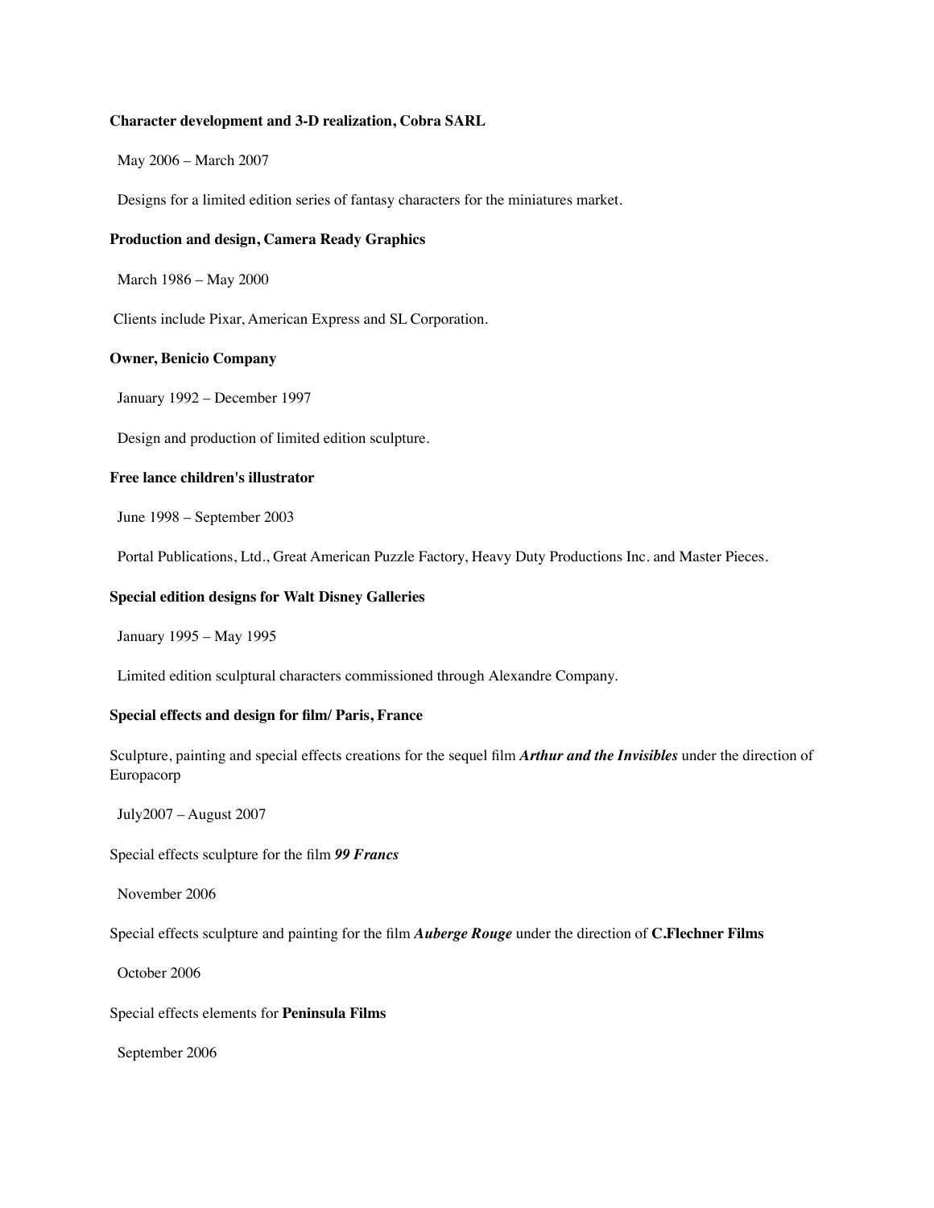**Character development and 3-D realization, Cobra SARL**

May 2006 – March 2007

Designs for a limited edition series of fantasy characters for the miniatures market.

**Production and design, Camera Ready Graphics**

March 1986 – May 2000

Clients include Pixar, American Express and SL Corporation.

**Owner, Benicio Company**

January 1992 – December 1997

Design and production of limited edition sculpture.

**Free lance children's illustrator**

June 1998 – September 2003

Portal Publications, Ltd., Great American Puzzle Factory, Heavy Duty Productions Inc. and Master Pieces.

**Special edition designs for Walt Disney Galleries**

January 1995 – May 1995

Limited edition sculptural characters commissioned through Alexandre Company.

**Special effects and design for film/ Paris, France**

Sculpture, painting and special effects creations for the sequel film ***Arthur and the Invisibles*** under the direction of Europacorp

July2007 – August 2007

Special effects sculpture for the film ***99 Francs***

November 2006

Special effects sculpture and painting for the film ***Auberge Rouge*** under the direction of **C.Flechner Films**

October 2006

Special effects elements for **Peninsula Films**

September 2006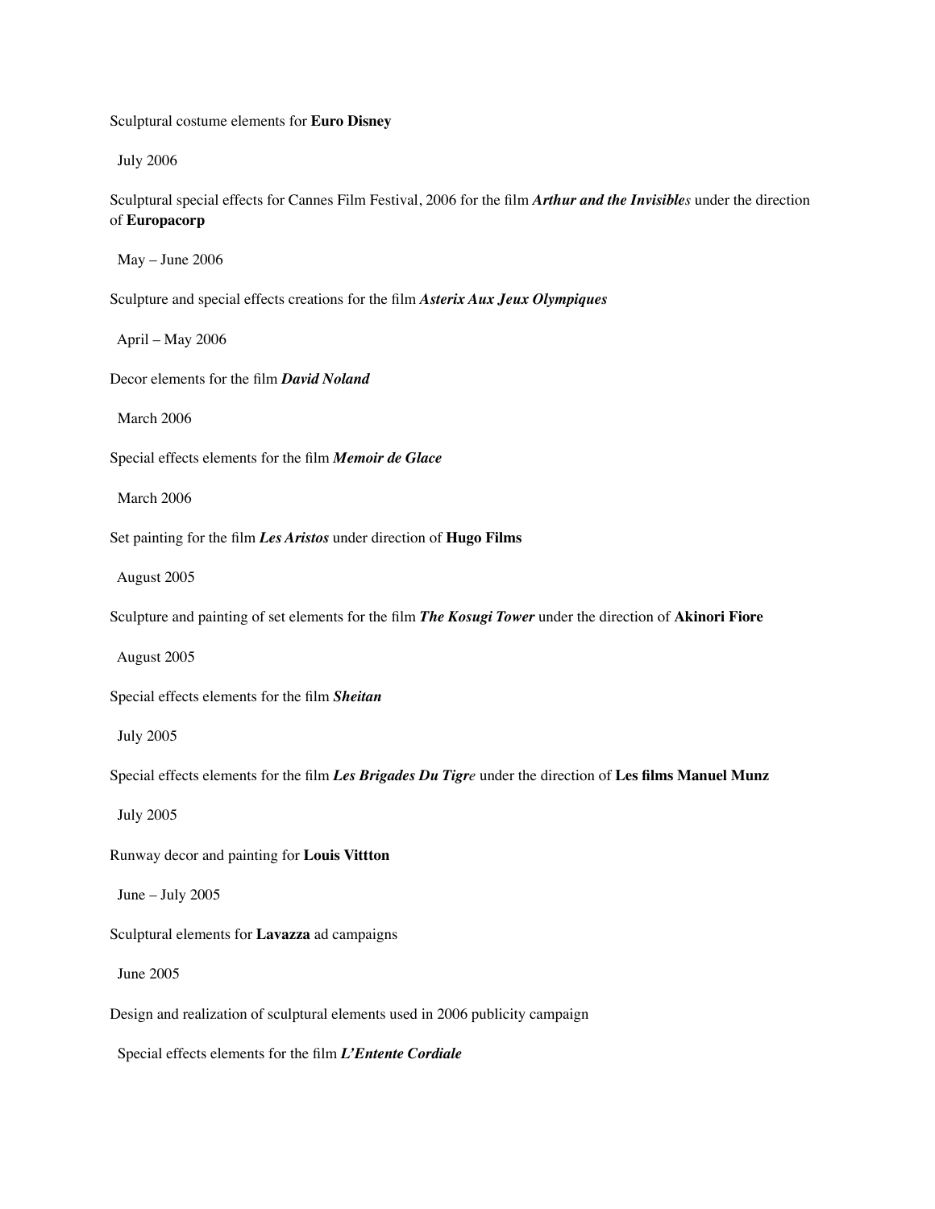Sculptural costume elements for **Euro Disney**

July 2006

Sculptural special effects for Cannes Film Festival, 2006 for the film ***Arthur and the Invisible****s* under the direction of **Europacorp**

May – June 2006

Sculpture and special effects creations for the film ***Asterix Aux Jeux Olympiques***

April – May 2006

Decor elements for the film ***David Noland***

March 2006

Special effects elements for the film ***Memoir de Glace***

March 2006

Set painting for the film ***Les Aristos*** under direction of **Hugo Films**

August 2005

Sculpture and painting of set elements for the film ***The Kosugi Tower*** under the direction of **Akinori Fiore**

August 2005

Special effects elements for the film ***Sheitan***

July 2005

Special effects elements for the film ***Les Brigades Du Tigr****e* under the direction of **Les films Manuel Munz**

July 2005

Runway decor and painting for **Louis Vittton**

June – July 2005

Sculptural elements for **Lavazza** ad campaigns

June 2005

Design and realization of sculptural elements used in 2006 publicity campaign

Special effects elements for the film ***L'Entente Cordiale***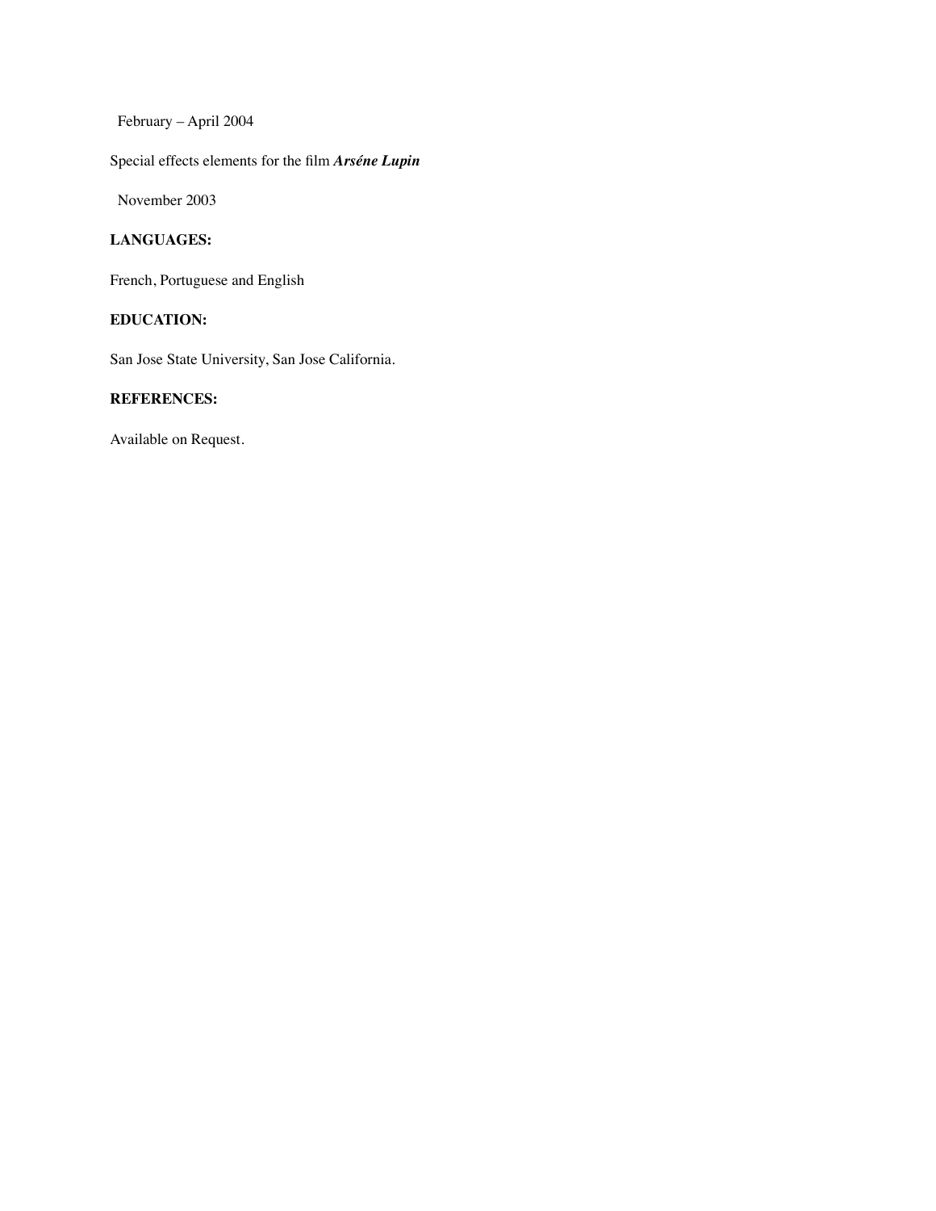February – April 2004

Special effects elements for the film ***Arséne Lupin***

November 2003

**LANGUAGES:**

French, Portuguese and English

**EDUCATION:**

San Jose State University, San Jose California.

**REFERENCES:**

Available on Request.